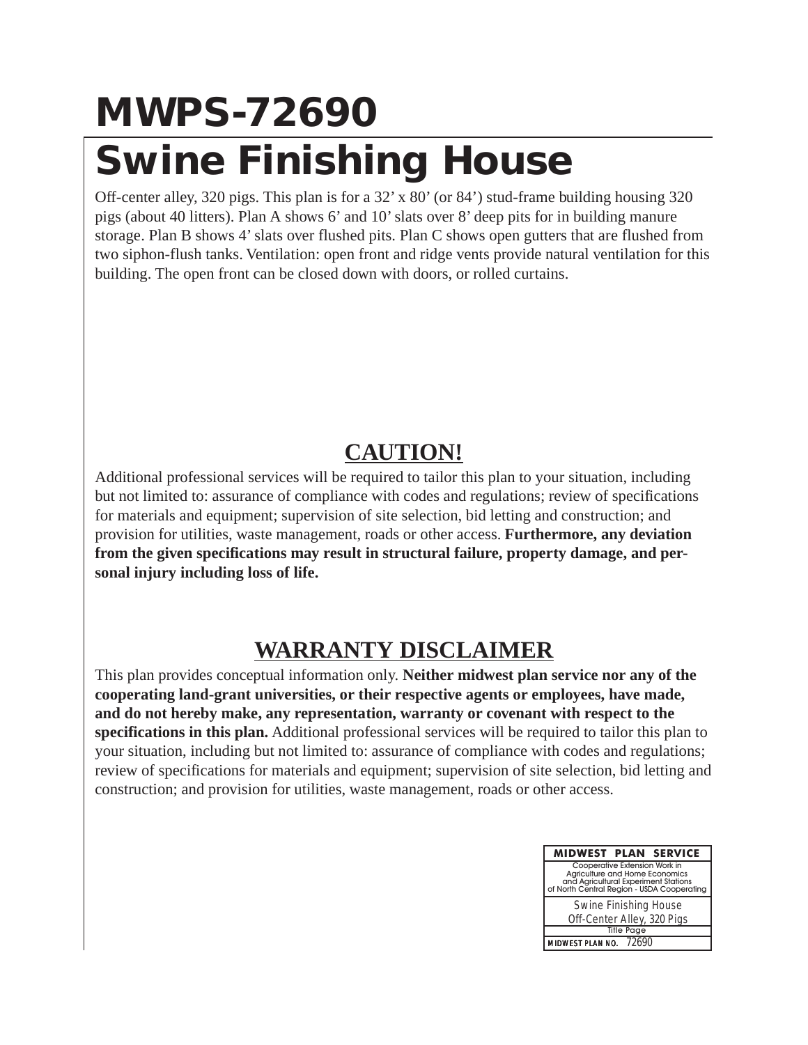# MWPS-72690

# Swine Finishing House

Off-center alley, 320 pigs. This plan is for a 32' x 80' (or 84') stud-frame building housing 320 pigs (about 40 litters). Plan A shows 6' and 10' slats over 8' deep pits for in building manure storage. Plan B shows 4' slats over flushed pits. Plan C shows open gutters that are flushed from two siphon-flush tanks. Ventilation: open front and ridge vents provide natural ventilation for this building. The open front can be closed down with doors, or rolled curtains.

## CAUTION!

Additional professional services will be required to tailor this plan to your situation, including but not limited to: assurance of compliance with codes and regulations; review of specifications for materials and equipment; supervision of site selection, bid letting and construction; and provision for utilities, waste management, roads or other access. **Furthermore, any deviation from the given specifications may result in structural failure, property damage, and personal injury including loss of life.**

## WARRANTY DISCLAIMER

This plan provides conceptual information only. **Neither midwest plan service nor any of the cooperating land-grant universities, or their respective agents or employees, have made, and do not hereby make, any representation, warranty or covenant with respect to the specifications in this plan.** Additional professional services will be required to tailor this plan to your situation, including but not limited to: assurance of compliance with codes and regulations; review of specifications for materials and equipment; supervision of site selection, bid letting and construction; and provision for utilities, waste management, roads or other access.

| MIDWEST PLAN SERVICE |
|---|
| Cooperative Extension Work in Agriculture and Home Economics and Agricultural Experiment Stations of North Central Region - USDA Cooperating |
| Swine Finishing House<br>Off-Center Alley, 320 Pigs |
| Title Page |
| MIDWEST PLAN NO. 72690 |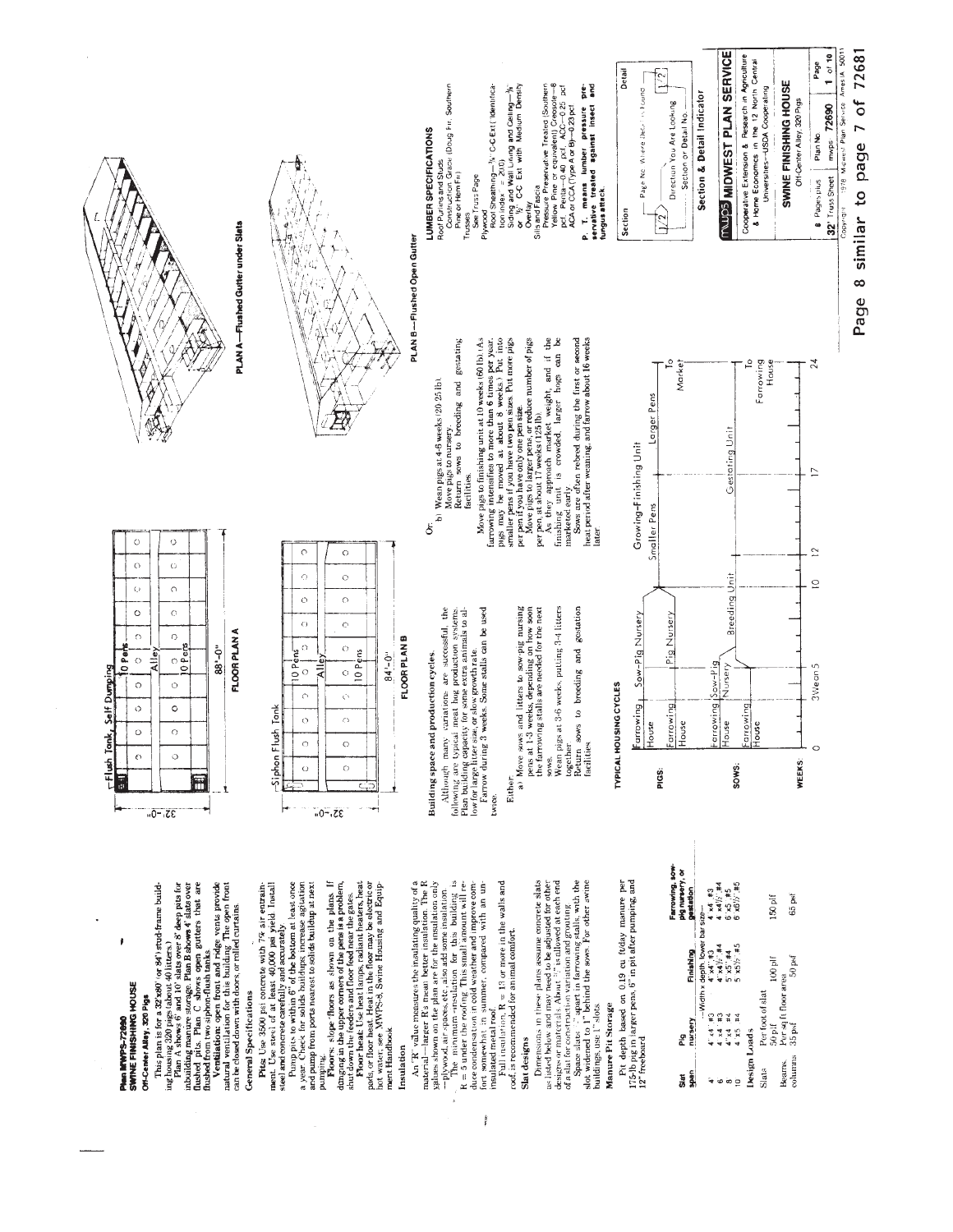# Plan MWPS-72690
## SWINE FINISHING HOUSE
### Off-Center Alley, 320 Pigs

This plan is for a 32'x80' (or 84') stud-frame building housing 320 pigs (about 40 litters.)

Plan A shows 6' and 10' slats over 8' deep pits for inbuilding manure storage. Plan B shows 4' slats over flushed pits. Plan C shows open gutters that are flushed from two siphon-flush tanks.

**Ventilation:** open front and ridge vents provide natural ventilation for this building. The open front can be closed down with doors, or rolled curtains.

### General Specifications

**Pits:** Use 3500 psi concrete with 7% air entrainment. Use steel of at least 40,000 psi yield. Install steel and concrete carefully and accurately.

Pump pits to within 6" of the bottom at least once a year. Check for solids buildups; increase agitation and pump from ports nearest to solids buildup at next pumping.

**Floors:** slope floors as shown on the plans. If dunging in the upper corners of the pens is a problem, shut down the feeders and floor feed near the gates.

**Floor heat:** Use heat lamps, radiant heaters, heat pads, or floor heat. Heat in the floor may be electric or hot water. See MWPS-8, Swine Housing and Equipment Handbook.

### Insulation

An "R" value measures the insulating quality of a material. Larger R's mean better insulation. The R values shown on the plan are for the insulation only—plywood, air spaces, etc. also add some insulation.

The minimum insulation for this building is R = 5 under the roofing. This small amount will reduce condensation in cold weather and improve comfort somewhat in summer, compared with an uninsulated metal roof.

Full insulation, R = 13 or more in the walls and roof, is recommended for animal comfort.

### Slat designs

Dimensions in these plans assume concrete slats as listed below and may need to be adjusted for other designs or materials. About ½" is allowed at each end of a slat for construction variation and grouting.

Space slats 1" apart in farrowing stalls, with the slot widened to 1" behind the sows. For other swine buildings, use 1" slots.

| Slat span | Pig nursery | Finishing | Farrowing, sow-pig nursery, or gestation |
|---|---|---|---|
| | —Width x depth, lower bar size— | | |
| 4 | 4"x4" #3 | 4"x4" #3 | 4"x4" #3 |
| 6 | 4"x4" #3 | 4"x4½" #4 | 4"x4½" #4 |
| 8 | 4"x4" #4 | 5"x5" #4 | 6"x5" #5 |
| 10 | 4"x5" #4 | 5"x5½" #5 | 6"x6½" #5 |

### Design Loads

| | | | |
|---|---|---|---|
| Slats | Per foot of slat | 100 plf | 150 plf |
| | 50 plf | | |
| Beams, columns | Per sq ft floor area | | |
| | 35 psf | 50 psf | 65 psf |

### Manure Pit Storage

Pit depth based on 0.19 cu ft/day manure per 175-lb pig in larger pens, 6" in pit after pumping, and 12" freeboard.

---

Flush Tank, Self Dumping — 10 Pens — Alley — 10 Pens — 32'-0" — 88'-0"

**FLOOR PLAN A**

Siphon Flush Tank — 10 Pens — Alley — 10 Pens — 32'-0" — 84'-0"

**FLOOR PLAN B**

### Building space and production cycles

Although many variations are successful, the following are typical meat hog production systems. Plan building capacity for some extra animals to allow for large litter size, or slow growth rate.

Farrow during 3 weeks. Sow stalls can be used twice.

Either,

a) Move sows and litters to sow-pig nursing pens at 1-3 weeks, depending on how soon the farrowing stalls are needed for the next sows.

Wean pigs at 3-6 weeks, putting 3-4 litters together.

Return sows to breeding and gestation facilities.

Or,

b) Wean pigs at 4-6 weeks (20-25 lb).

Move pigs to nursery.

Return sows to breeding and gestating facilities.

Move pigs to finishing unit at 10 weeks (60 lb). (As farrowing intensifies to more than 6 times per year, pigs may be moved at about 8 weeks.) Put into smaller pens if you have two pen sizes. Put more pigs per pen if you have only one pen size.

Move pigs to larger pens, or reduce number of pigs per pen at about 17 weeks (125 lb).

As they approach market weight, and if the finishing unit is crowded, larger hogs can be marketed early.

Sows are often rebred during the first or second heat period after weaning, and farrow about 16 weeks later.

### TYPICAL HOUSING CYCLES

PIGS: Farrowing House → Sow-Pig Nursery → Growing-Finishing Unit (Smaller Pens → Larger Pens) → To Market; Farrowing House → Pig Nursery

SOWS: Farrowing House → Sow-Pig Nursery → Breeding Unit → Gestating Unit → To Farrowing House; Farrowing House

WEEKS: 0, 3 Wean 5, 10, 12, 17, 24

PLAN A—Flushed Gutter under Slats

PLAN B—Flushed Open Gutter

### LUMBER SPECIFICATIONS

Roof Purlins and Studs
Construction Grade (Doug Fir, Southern Pine or Hem Fir)

Trusses
See Truss Page

Plywood
Roof Sheathing—⅜" C-C Ext ("Identification Index" = 20/0)
Siding and Wall Lining and Ceiling—⅜" or ½" C-C Ext with Medium Density Overlay

Sills and Fascia
Pressure Preservative Treated (Southern Yellow Pine or equivalent) Creosote—8 pcf, Penta—0.40 pcf, ACC—0.25 pcf ACA or CCA (Type A or B)—0.23 pcf

**P. T. means lumber pressure preservative treated against insect and fungus attack.**

### Section & Detail Indicator

Section — Page No. Where Detail is Found — Direction You Are Looking — Section or Detail No. — Detail

**MWPS MIDWEST PLAN SERVICE**

Cooperative Extension & Research in Agriculture & Home Economics in the 12 North Central Universities—USDA Cooperating

**SWINE FINISHING HOUSE**
Off-Center Alley, 320 Pigs

8 Pages plus 32' Truss Sheet | Plan No. mwps 72690 | Page 1 of 10

Copyright 1978 Midwest Plan Service Ames IA 50011

Page 8 similar to page 7 of 72681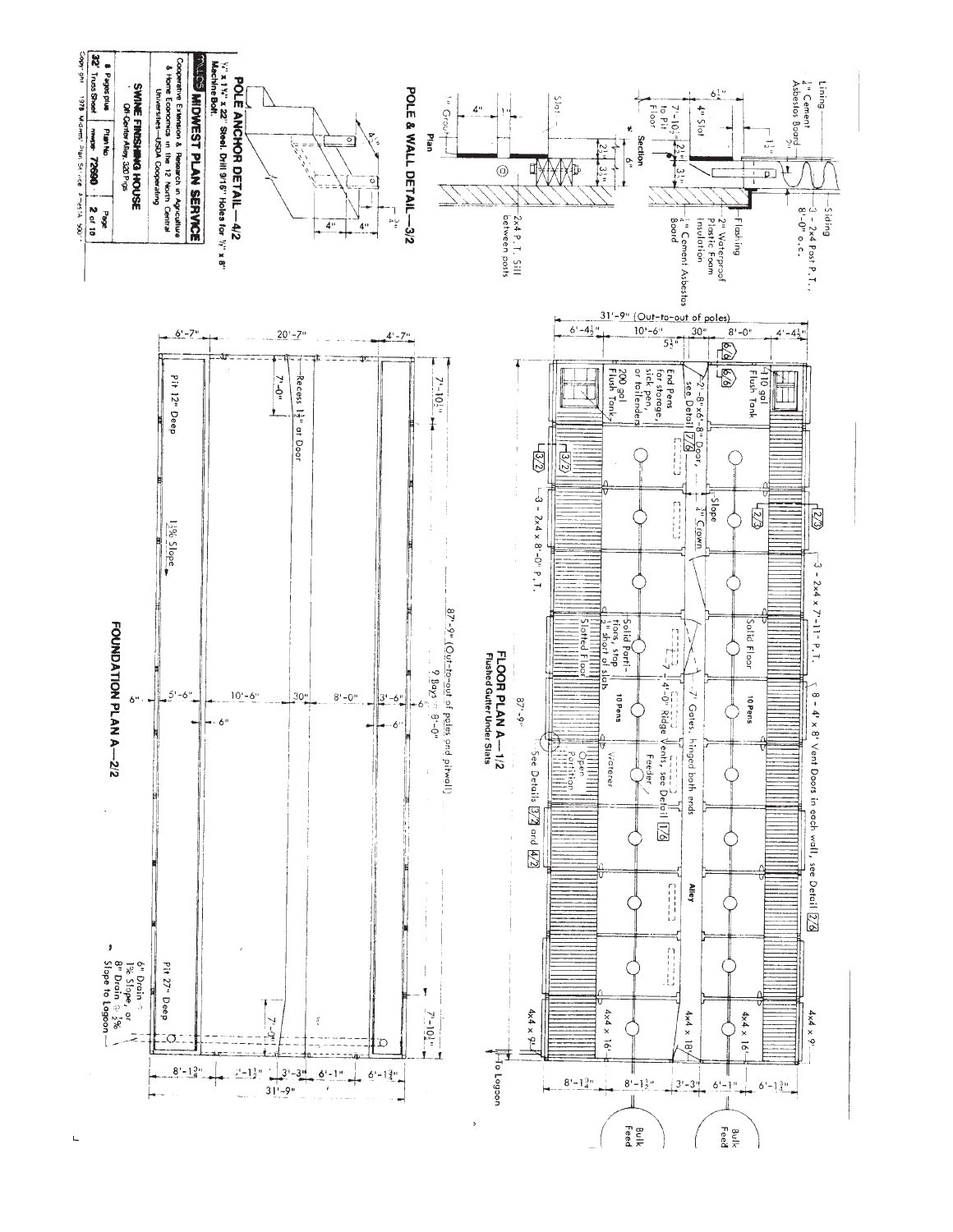## POLE & WALL DETAIL—3/2

Lining

1/2" Cement Asbestos Board

Siding

3 - 2x4 Post P.T., 8'-0" o.c.

Flashing

2" Waterproof Plastic Foam Insulation

1/4" Cement Asbestos Board

4" Slot

7'-10 1/2" to Pit Floor

Section

Slat

Plan

2x4 P.T. Sill between posts

## POLE ANCHOR DETAIL—4/2

1/4" x 1 1/4" x 22" Steel. Drill 9/16" Holes for 1/2" x 8" Machine Bolt.

## FLOOR PLAN A—1/2

Flushed Gutter Under Slats

31'-9" (Out-to-out of poles)

6'-4 1/2" | 10'-6" | 30" | 8'-0" | 4'-4 1/2"

87'-9" (Out-to-out of poles and pitwall) 9 Bays @ 8'-0"

110 gal Flush Tank

End Pens for storage, sick pen, or foilenders

200 gal Flush Tank

2 - 8'x6'-8" Door, see Detail 7/6

3 - 2x4 x 8'-0" P.T.

3 - 2x4 x 7'-11" P.T.

Slope 4" Crown

Solid Floor

10 Pens

Solid Partitions, stop 2" short of slab

Slotted Floor

7' Gates, hinged both ends

4'-0" Ridge Vents, see Detail 1/6

8 - 4' x 8' Vent Doors in each wall, see Detail 2/6

Feeder

Waterer

Open Partition

See Details 3/2 and 4/2

Alley

4x4 x 9' | 4x4 x 16' | 4x4 x 18' | 4x4 x 16' | 4x4 x 9'

To Lagoon

8'-1 3/8" | 8'-1 1/2" | 3'-3" | 6'-1" | 6'-1 3/8"

Bulk Feed | Bulk Feed

## FOUNDATION PLAN A—2/2

6'-7" | 20'-7" | 4'-7"

7'-10 1/2"

Recess 1 1/2" at Door

7'-0"

Pit 12" Deep

1 1/2% Slope

5'-6" | 10'-6" | 30" | 8'-0" | 3'-6"

Pit 27" Deep

6" Drain @ 1% Slope, or 8" Drain @ 1/2% Slope to Lagoon

8'-1 3/8" | 8'-1 1/2" | 3'-3" | 6'-1" | 6'-1 3/8"

31'-9"

| | | |
|---|---|---|
| MIDWEST PLAN SERVICE | | |
| Cooperative Extension & Research in Agriculture & Home Economics in the 12 North Central Universities—USDA Cooperating | | |
| SWINE FINISHING HOUSE Off Center Alley, 320 Pigs | | |
| 8 Pages plus 32" Truss Sheet | Plan No. mwps 72690 | Page 2 of 10 |

Copyright 1978 Midwest Plan Service Ames IA 50011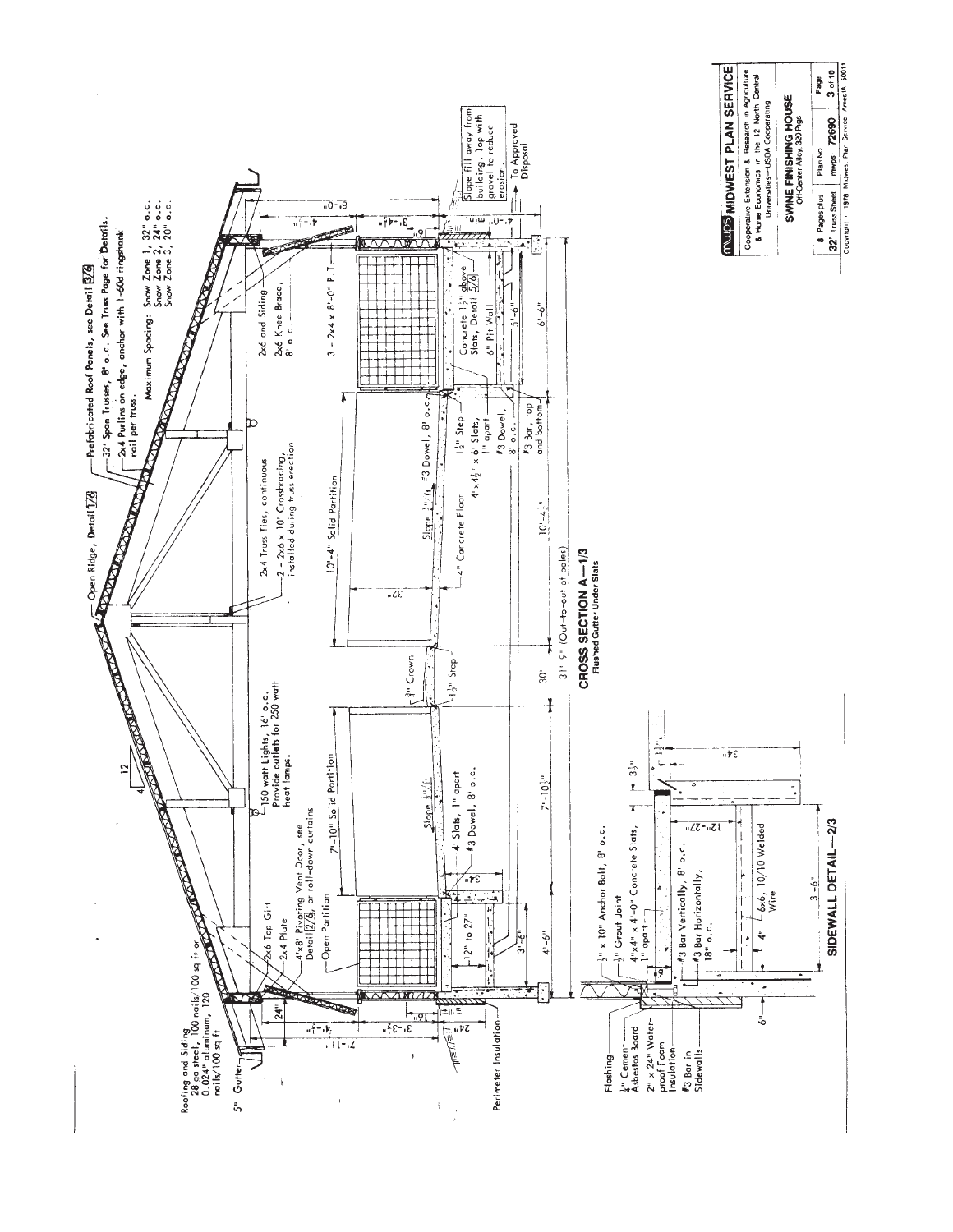Roofing and Siding
28 ga steel, 100 nails/100 sq ft or
0.024" aluminum, 120
nails/100 sq ft

5" Gutter

Perimeter Insulation

Open Ridge, Detail 1/6

Prefabricated Roof Panels, see Detail 5/6

32' Span Trusses, 8' o.c. See Truss Page for Details.

2x4 Purlins on edge, anchor with 1-60d ringshank nail per truss.

Maximum Spacing: Snow Zone 1, 32" o.c.
Snow Zone 2, 24" o.c.
Snow Zone 3, 20" o.c.

2x6 Top Girt

2x4 Plate

4'x8' Pivoting Vent Door, see Detail 2/4, or roll-down curtains

Open Partition

150 watt Lights, 16' o.c. Provide outlets for 250 watt heat lamps.

7'-10" Solid Partition

2x4 Truss Ties, continuous

2 - 2x6 x 10' Crossbracing, installed during truss erection

10'-4" Solid Partition

2x6 and Siding

2x6 Knee Brace, 8' o.c.

3 - 2x4 x 8'-0" P.T.

4' Slats, 1" apart

#3 Dowel, 8' o.c.

Slope 1/4"/ft

3/4" Crown

1 1/2" Step

4" Concrete Floor

4"x4 1/2" x 6' Slats, 1" apart

#3 Dowel, 8' o.c.

#3 Bar, top and bottom

Concrete 1 1/2" above Slats, Detail 5/6

6" Pit Wall

Slope fill away from building. Top with gravel to reduce erosion.

To Approved Disposal

12" to 27"

3'-6"

4'-6"

7'-10 1/2"

30"

10'-4 1/2"

5'-6"

6'-6"

31'-9" (Out-to-out of poles)

24"

7'-11"

3'-3 1/2"

4'-1 1/2"

16"

34"

32"

4'-0"

3'-4 1/2"

8'-0"

4'-0" min

## CROSS SECTION A—1/3

Flushed Gutter Under Slats

Flashing

1/4" Cement Asbestos Board

2" x 24" Waterproof Foam Insulation

#3 Bar in Sidewalls

1/2" x 10" Anchor Bolt, 8' o.c.

1/2" Grout Joint

4"x4" x 4'-0" Concrete Slats, 1" apart

#3 Bar Vertically, 8' o.c.

#3 Bar Horizontally, 18" o.c.

6x6, 10/10 Welded Wire

12"-27"

3 1/2"

1 1/2"

34"

3'-6"

4"

6"

## SIDEWALL DETAIL—2/3

**MWPS MIDWEST PLAN SERVICE**

Cooperative Extension & Research in Agriculture & Home Economics in the 12 North Central Universities—USDA Cooperating

**SWINE FINISHING HOUSE**
Off-Center Alley, 320 Pigs

| 8 Pages plus 32' Truss Sheet | Plan No. mwps-72690 | Page 3 of 10 |
|---|---|---|

Copyright © 1978 Midwest Plan Service Ames IA 50011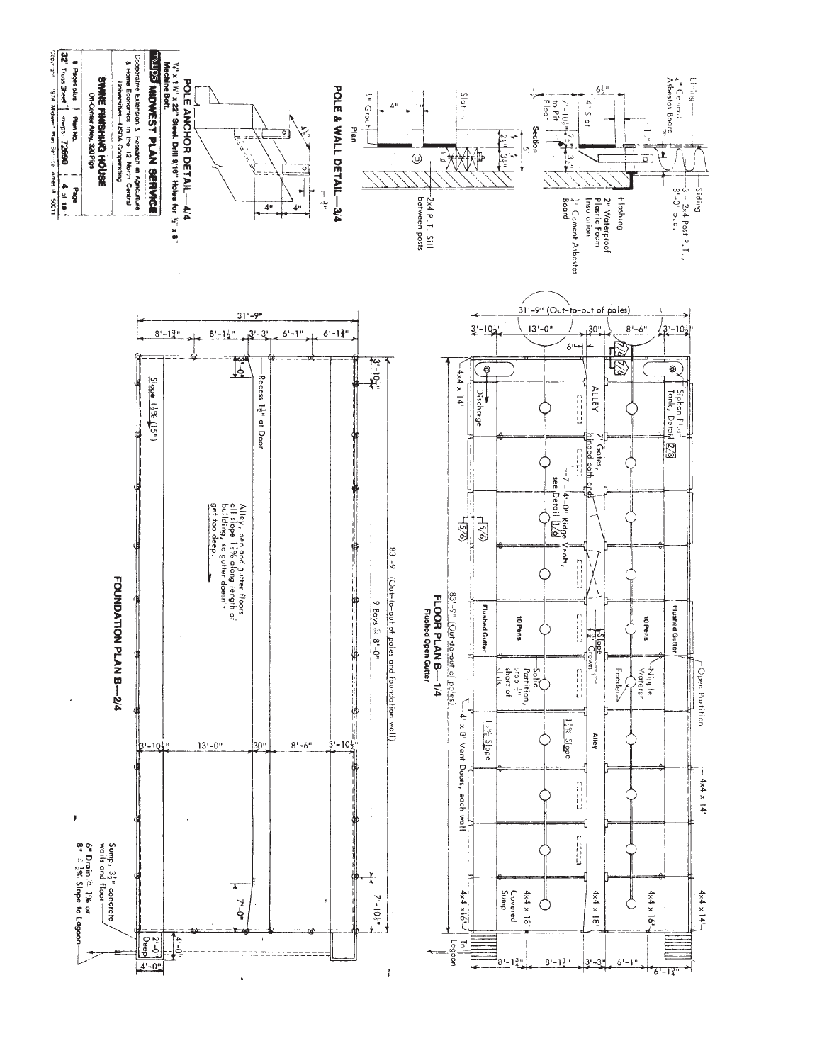# POLE & WALL DETAIL—3/4

**Section**

- Lining
- 1/4" Cement Asbestos Board
- 6 1/2"
- 4" Slat
- 7'-10 1/2" to Pit Floor
- 1 1/2"
- 2 1/2"
- 3 1/2"
- 3 - 2x4 Post P.T., 8'-0" o.c.
- Siding
- Flashing
- 2" Waterproof Plastic Foam Insulation
- 1/4" Cement Asbestos Board

**Plan**

- 1" Grout
- 4"
- 1"
- Slat
- 2 1/2"
- 3 1/2"
- 6"
- 2x4 P.T. Sill between posts

# POLE ANCHOR DETAIL—4/4

1/4" x 1 1/2" x 22" Steel. Drill 9/16" Holes for 1/2" x 8" Machine Bolt.

- 4 1/2"
- 4"
- 4"
- 3/4"

# FLOOR PLAN B—1/4

**Flushed Open Gutter**

- 31'-9" (Out-to-out of poles)
- 3'-10 1/2" | 13'-0" | 30" | 8'-6" | 3'-10 1/2"
- 6"
- 7/8 7/8
- 83'-9" (Out-to-out of poles)
- 4x4 x 14'
- Discharge
- Siphon Flush Tank, Detail 2/8
- ALLEY
- 7' Gates, hinged both ends
- 7 - 4'-0" Ridge Vents, see Detail 1/6
- 5/6
- Flushed Gutter
- 10 Pens
- 10 Pens
- Flushed Gutter
- Open Partition
- 1/4" Slope Crown
- Solid Partition, stop 1/2" short of slats
- Nipple Waterer
- Feeder
- 4' x 8' Vent Doors, each wall
- 1 1/2% Slope
- 1 1/2% Slope
- Alley
- 4x4 x 14'
- 4x4 x 16'
- 4x4 x 18'
- 4x4 x 18'
- 4x4 x 16'
- Covered Sump
- To Lagoon
- 8'-1 1/2" | 8'-1 1/2" | 3'-3" | 6'-1" | 6'-1 3/4"

# FOUNDATION PLAN B—2/4

- 31'-9"
- 8'-1 3/4" | 8'-1 1/2" | 3'-3" | 6'-1" | 6'-1 3/4"
- 3'-10 1/2"
- 3'-0"
- Slope 1 1/2% (15")
- Recess 1 1/2" at Door
- Alley, pen and gutter floors all slope 1 1/2% along length of building, so gutter doesn't get too deep.
- 83'-9" (Out-to-out of poles and foundation wall)
- 9 Bays @ 8'-0"
- 3'-10 1/2" | 13'-0" | 30" | 8'-6" | 3'-10 1/2"
- 7'-0"
- 7'-10 1/2"
- 4'-0"
- 2'-0" Deep
- 4'-0"
- Sump, 3 1/2" concrete walls and floor
- 6" Drain @ 1% or 8" @ 1/2% Slope to Lagoon

**MWPS MIDWEST PLAN SERVICE**

Cooperative Extension & Research in Agriculture & Home Economics in the 12 North Central Universities—USDA Cooperating

**SWINE FINISHING HOUSE**

Off-Center Alley, 320 Pigs

| 8 Pages plus 32" Truss Sheet | Plan No. MWPS 72690 | Page 4 of 10 |
|---|---|---|

Copyright 1974 Midwest Plan Service Ames IA 50011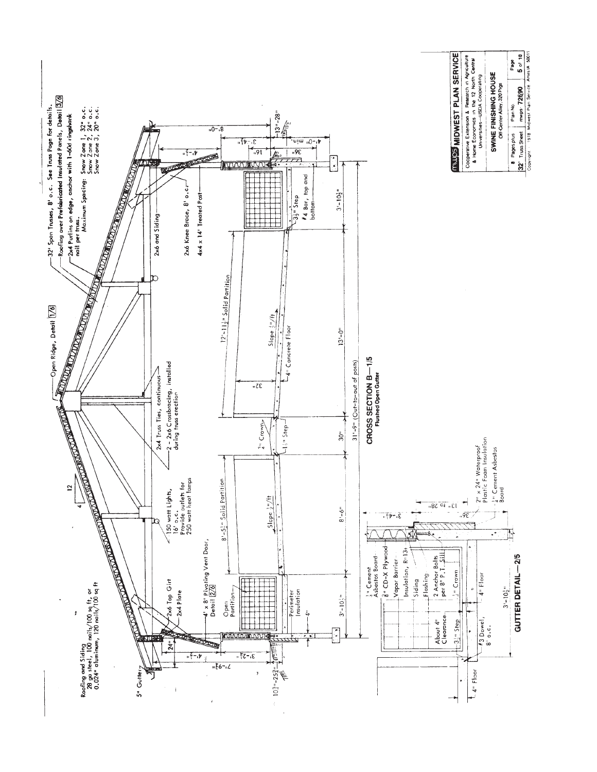32' Span Trusses, 8' o.c. See Truss Page for details.

Roofing over Prefabricated Insulated Panels, Detail 3/6

2x4 Purlins on edge, anchor with 1–60d ringshank nail per truss.

Maximum Spacing: Snow Zone 1, 32" o.c. Snow Zone 2, 24" o.c. Snow Zone 3, 20" o.c.

Open Ridge, Detail 1/6

Roofing and Siding
28 ga steel, 100 nails/100 sq ft, or
0.024" aluminum, 120 nails/100 sq ft

5" Gutter

2x6 Top Girt

2x4 Plate

2x6 and Siding

2x6 Knee Brace, 8' o.c.

4x4 x 14' Treated Post

2x4 Truss Ties, continuous

2 - 2x6 Crossbracing, installed during truss erection

150 watt Lights, 16' o.c.
Provide outlets for 250 watt heat lamps

4' x 8' Pivoting Vent Door, Detail 2/6

Open Partition

Perimeter Insulation

8'-5½" Solid Partition

12'-11½" Solid Partition

Slope ½"/ft

¾" Crown

1½" Step

3½" Step

#4 Bar, top and bottom

4" Concrete Floor

3'-10½" | 8'-6" | 30" | 13'-0" | 3'-10½"

31'-9" (Out-to-out of posts)

8'-0" | 4'-½" | 3'-4½" | 16" | 36" | 4'-0" min. | 13"–28"

24" | 4'-1" | 3'-2½" | 7'-9¾" | 10½"–25½" | 4" | 32" | 12 / 4

## CROSS SECTION B—1/5
**Flushed Open Gutter**

¼" Cement Asbestos Board

⅜" CD-X Plywood

Vapor Barrier

Insulation, R=13+

Siding

Flashing

2 Anchor Bolts per 8' P.T. Sill

¾" Crown

4" Floor

About 4" Clearance

3½" Step

#3 Dowel, 8" o.c.

2" x 24" Waterproof Plastic Foam Insulation

¼" Cement Asbestos Board

3'-4½" | 36" | 13" to 28" | 3'-10½"

## GUTTER DETAIL—2/5

**MWPS MIDWEST PLAN SERVICE**
Cooperative Extension & Research in Agriculture & Home Economics in the 12 North Central Universities—USDA Cooperating

**SWINE FINISHING HOUSE**
Off-Center Alley, 320 Pigs

| 8 Pages plus 32' Truss Sheet | Plan No. mwps 72690 | Page 5 of 10 |
|---|---|---|

Copyright 1978 Midwest Plan Service Ames IA 50011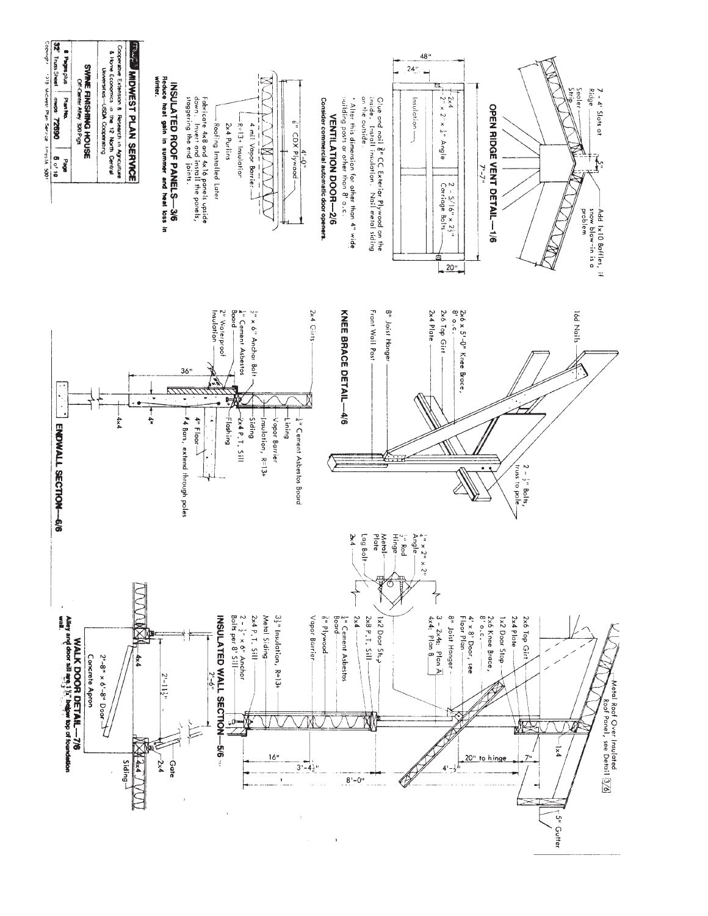## OPEN RIDGE VENT DETAIL—1/6

7 - 4' Slots at Ridge

Sealer Strip

5"

Add 1x10 Baffles, if snow blow-in is a problem

## VENTILATION DOOR—2/6

**Consider commercial automatic door openers.**

48"

24"

7'-7"

20"

Insulation

2x4

2" x 2" x 1/8" Angle

2 - 5/16" x 2 1/2" Carriage Bolts

Glue and nail 3/8" CC Exterior Plywood on the inside. Install insulation. Nail metal siding on the outside.

* Alter this dimension for other than 4" wide building posts or other than 8' o.c.

## INSULATED ROOF PANELS—3/6

**Reduce heat gain in summer and heat loss in winter.**

4'-0"

5/8" CDX Plywood

4 mil Vapor Barrier

R-13+ Insulation

2x4 Purlins

Roofing Installed Later

Fabricate 4x8 and 4x16 panels upside down. Invert and install the panels, staggering the end joints.

## KNEE BRACE DETAIL—4/6

16d Nails

2x6 x 5'-0" Knee Brace, 8' o.c.

2x6 Top Girt

2x4 Plate

8" Joist Hanger

Front Wall Post

2 - 1/2" Bolts, truss to pole

## ENDWALL SECTION—6/6

2x4 Girts

1/4" Cement Asbestos Board

Lining

Vapor Barrier

Insulation, R=13+

Siding

2x4 P.T. Sill

Flashing

1/2" x 6" Anchor Bolt

1/4" Cement Asbestos Board

2" Waterproof Insulation

36"

4"

4" Floor

#4 Bars, extend through poles

4x4

## INSULATED WALL SECTION—5/6

Metal Roof Over Insulated Roof Panel, see Detail 3/6

5" Gutter

1x4

7"

20" to hinge

4'-1 1/2"

2x6 Top Girt

2x4 Plate

1x2 Door Stop

2x6 Knee Brace, 8' o.c.

4' x 8' Door, see Floor Plan

8" Joist Hanger

3 - 2x4s: Plan A

4x4: Plan B

1" x 2" x 2" Angle

1/2" Rod

Hinge

Metal Plate

Lag Bolt

2x4

1x2 Door Stop

2x8 P.T. Sill

2x4

1/4" Cement Asbestos Board

3/8" Plywood

Vapor Barrier

3 1/2" Insulation, R=13+

Metal Siding

2x4 P.T. Sill

2 - 1/2" x 6" Anchor Bolts per 8' Sill

2'-6"

16"

3'-4 1/2"

8'-0"

## WALK DOOR DETAIL—7/6

**Alley and door sill are 1 1/2" below top of foundation wall.**

2'-11 1/2"

4x4

2'-8" x 6'-8" Door

Concrete Apron

Gate

2x4

4x4

Siding

---

**MIDWEST PLAN SERVICE**

Cooperative Extension & Research in Agriculture & Home Economics in the 12 North Central Universities—USDA Cooperating

**SWINE FINISHING HOUSE**

Off-Center Alley 300 Pigs

| 8 Pages plus 32" Truss Sheet | Plan No. mwps 72890 | Page 6 of 10 |
|---|---|---|

Copyright 1978 Midwest Plan Service Ames IA 50011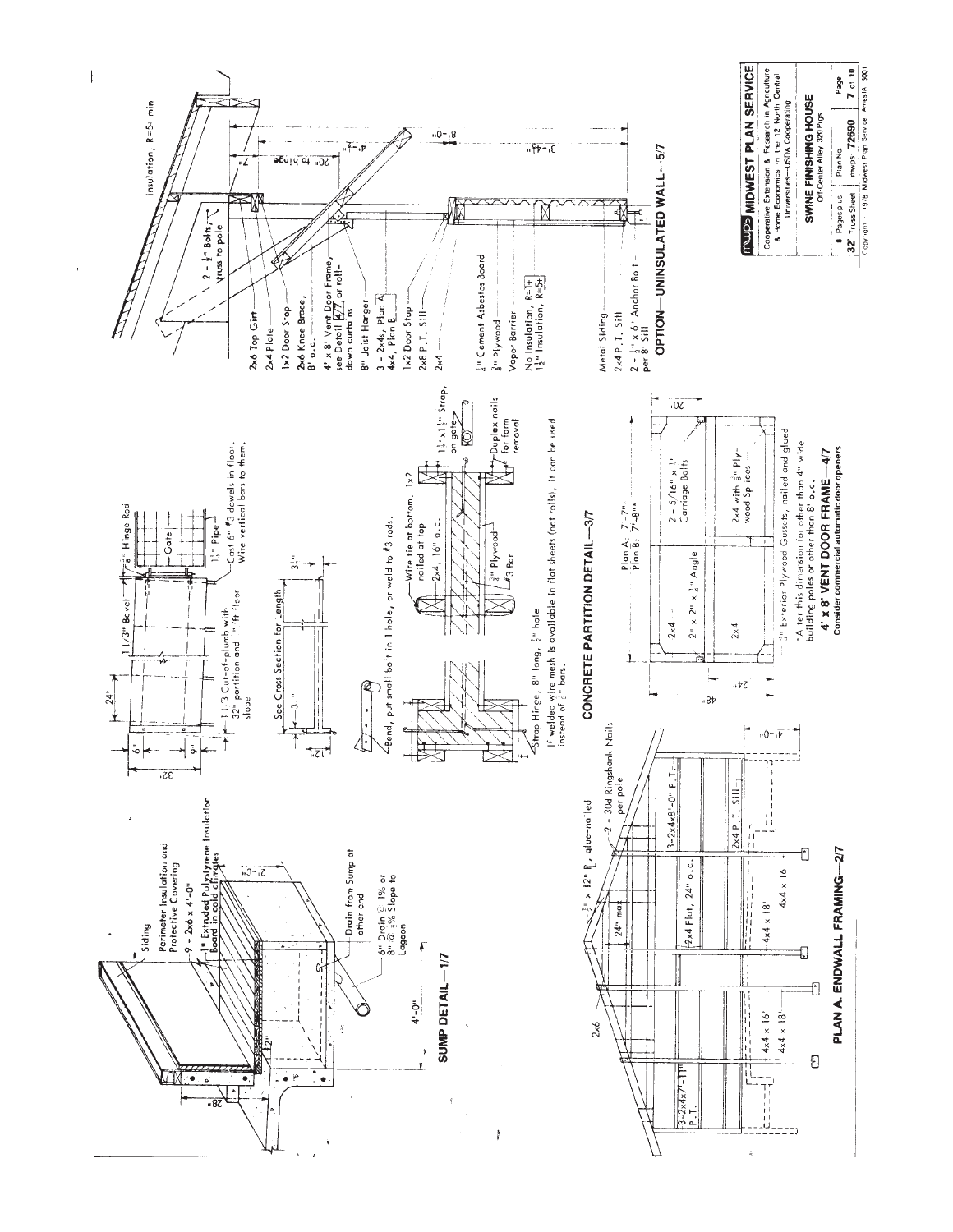## SUMP DETAIL—1/7

Siding

Perimeter Insulation and Protective Covering

9 - 2x6 x 4'-0"

1" Extruded Polystyrene Insulation Board in cold climates

2'-3"

28"

2"

4'-0"

Drain from Sump at other end

6" Drain @ 1% or 8" @ 1/2% Slope to Lagoon

24"

6"

9"

32"

1 1/3" Bevel

3/4" Hinge Rod

Gate

1 1/4" Pipe

Cast 6" #3 dowels in floor. Wire vertical bars to them.

1 1/3 Cut-of-plumb with 32" partition and 1/4"/ft floor slope

See Cross Section for Length

3"

12"

3 1/2"

Bend, put small bolt in 1 hole, or weld to #3 rods.

Wire tie at bottom. 1x2 nailed at top

2x4, 16" o.c.

3/4" Plywood

#3 Bar

1 1/4"x1 1/2" Strap, on gate

Duplex nails for form removal

Strap Hinge, 8" long, 1/2" hole

If welded wire mesh is available in flat sheets (not rolls), it can be used instead of 3/8" bars.

## CONCRETE PARTITION DETAIL—3/7

2x6

1/2" x 12" PL, glue-nailed

2 - 30d Ringshank Nails per pole

24" max

3-2x4x7'-11" P.T.

3-2x4x8'-0" P.T.

2x4 Flat, 24" o.c.

2x4 P.T. Sill

4x4 x 16'

4x4 x 18'

4x4 x 18'

4x4 x 16'

4'-0"

## PLAN A. ENDWALL FRAMING—2/7

Plan A: 7'-7"*
Plan B: 7'-8"*

48"

24"

20"

2x4

2" x 2" x 1/4" Angle

2 - 5/16" x 1" Carriage Bolts

2x4

2x4 with 3/8" Plywood Splices

3/8" Exterior Plywood Gussets, nailed and glued

*Alter this dimension for other than 4" wide building poles or other than 8' o.c.

## 4' x 8' VENT DOOR FRAME—4/7

Consider commercial automatic door openers.

Insulation, R=5+ min

2 - 1/2" Bolts, truss to pole

2x6 Top Girt

2x4 Plate

1x2 Door Stop

2x6 Knee Brace, 8' o.c.

4' x 8' Vent Door Frame, see Detail 4/7 or roll-down curtains

8" Joist Hanger

3 - 2x4s, Plan A; 4x4, Plan B

1x2 Door Stop

2x8 P.T. Sill

2x4

7"

20" to hinge

4'-4 1/2"

8'-0"

3'-4 1/2"

1/4" Cement Asbestos Board

3/8" Plywood

Vapor Barrier

No Insulation, R=1+
1 1/2" Insulation, R=5+

Metal Siding

2x4 P.T. Sill

2 - 1/2" x 6" Anchor Bolt per 8' Sill

## OPTION—UNINSULATED WALL—5/7

**MWPS MIDWEST PLAN SERVICE**

Cooperative Extension & Research in Agriculture & Home Economics in the 12 North Central Universities—USDA Cooperating

**SWINE FINISHING HOUSE**
Off-Center Alley 320 Pigs

| 8 Pages plus | Plan No. | Page |
|---|---|---|
| 32' Truss Sheet | mwps-72690 | 7 of 10 |

Copyright 1978 Midwest Plan Service Ames IA 50011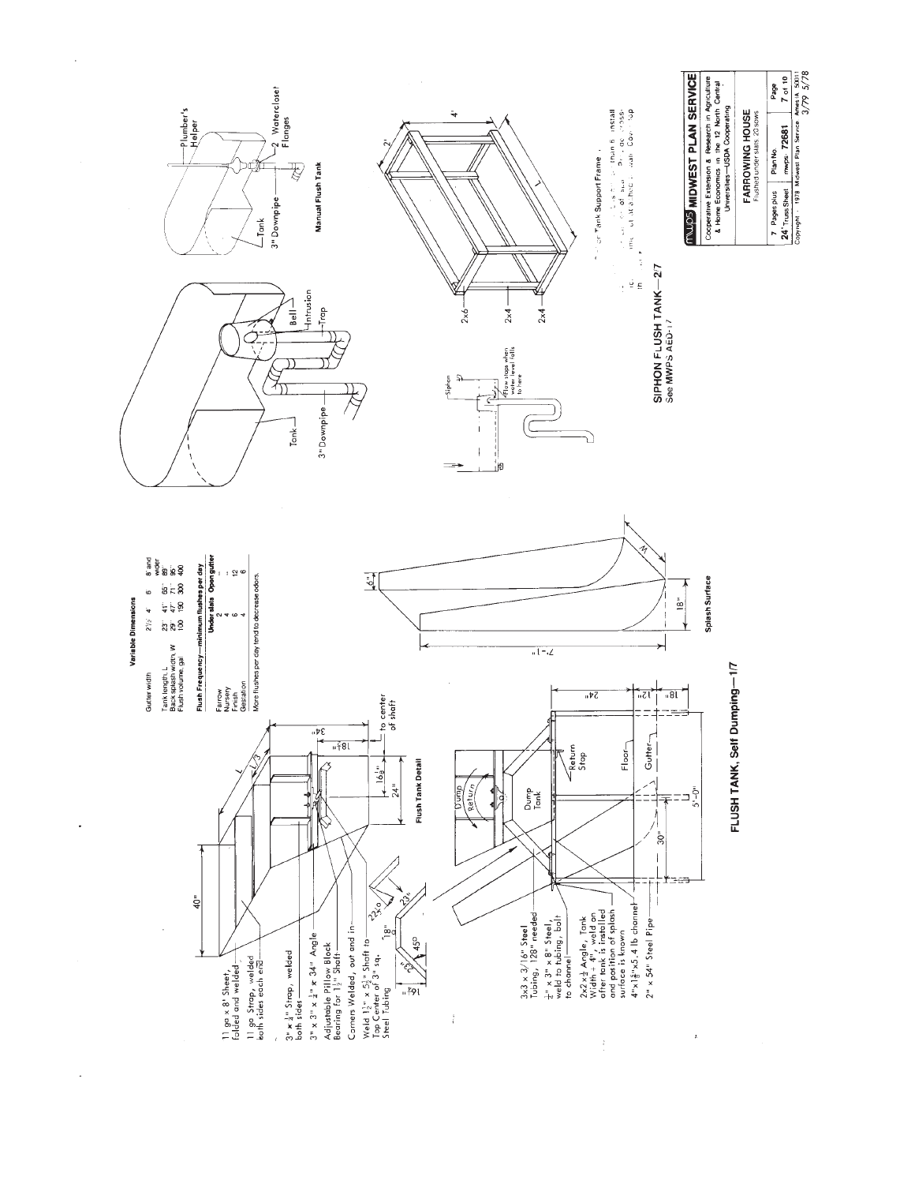## Variable Dimensions

| Gutter width | 2½ | 4 | 6 | 8' and wider |
|---|---|---|---|---|
| Tank length, L | 23" | 41" | 55" | 89" |
| Back splash width, W | 29" | 47" | 71" | 85" |
| Flush volume, gal | 100 | 190 | 300 | 400 |

## Flush Frequency—minimum flushes per day

| | Under slats | Open gutter |
|---|---|---|
| Farrow | 2 | - |
| Nursery | 4 | - |
| Finish | 6 | 12 |
| Gestation | 4 | 6 |

More flushes per day tend to decrease odors.

11 ga x 8' Sheet, folded and welded

11 ga. Strap, welded both sides each end

3" x ¼" Strap, welded both sides

3" x 3" x ¼" x 34" Angle

Adjustable Pillow Block Bearing for 1½" Shaft

Corners Welded, out and in

Weld 1½" x 5½" Shaft to Top Center of 3" sq. Steel Tubing

40"

L

L/3

34"

18¼"

16¾"

24"

to center of shaft

22½°

23"

18⅛"

45°

16"

**Flush Tank Detail**

3x3 x 3/16" Steel Tubing, 128" needed

¼" x 3" x 8" Steel, weld to tubing, bolt to channel

2x2 x ¼ Angle, Tank Width + 4", weld on after tank is installed and position of splash surface is known

4"x1⅝"x5.4 lb channel

2" x 54" Steel Pipe

Dump

Return

Dump Tank

Return Stop

Floor

Gutter

24"

12"

18"

30"

5'-0"

7'-1"

18"

W

6"

**Splash Surface**

**FLUSH TANK, Self Dumping—1/7**

Tank

3" Downpipe

Bell

Intrusion

Trap

Siphon

Flow stops when water level falls to here

Plumber's Helper

2 Watercloset Flanges

**Manual Flush Tank**

2x6

2x4

2x4

2'

4'

L

Tank Support Frame

**SIPHON FLUSH TANK—2/7**

See MWPS AED-17

**MWPS MIDWEST PLAN SERVICE**

Cooperative Extension & Research in Agriculture & Home Economics in the 12 North Central Universities—USDA Cooperating

**FARROWING HOUSE**

Flushed under slats 20 sows

| 7 Pages plus 24" Truss Sheet | Plan No. mwps 72681 | Page 7 of 10 |
|---|---|---|

Copyright © 1978 Midwest Plan Service Ames IA 50011 3/79 5/78